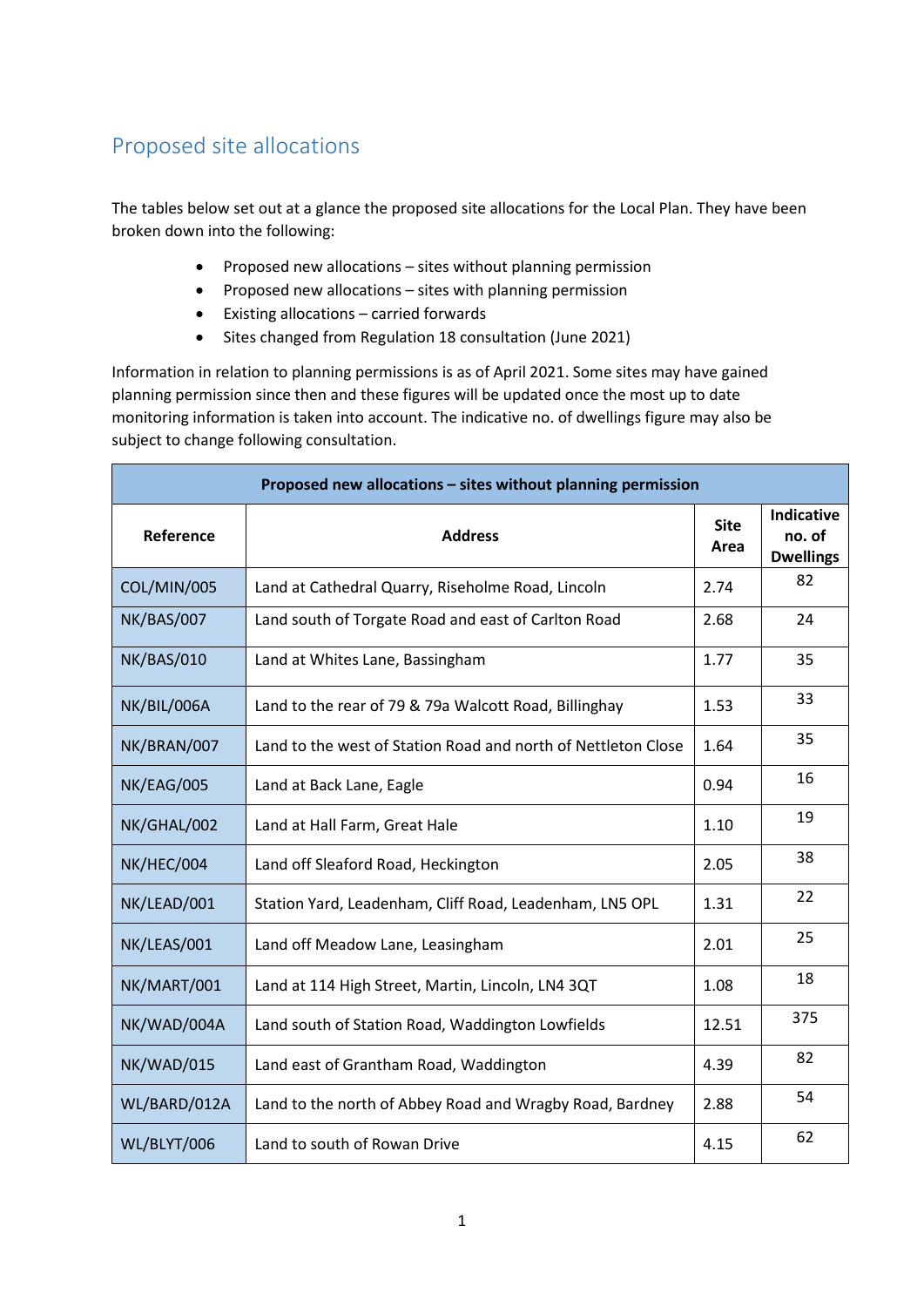## Proposed site allocations

The tables below set out at a glance the proposed site allocations for the Local Plan. They have been broken down into the following:

- Proposed new allocations – sites without planning permission
- Proposed new allocations – sites with planning permission
- Existing allocations – carried forwards
- Sites changed from Regulation 18 consultation (June 2021)

Information in relation to planning permissions is as of April 2021. Some sites may have gained planning permission since then and these figures will be updated once the most up to date monitoring information is taken into account. The indicative no. of dwellings figure may also be subject to change following consultation.

| **Proposed new allocations – sites without planning permission** | | | |
|---|---|---|---|
| **Reference** | **Address** | **Site Area** | **Indicative no. of Dwellings** |
| COL/MIN/005 | Land at Cathedral Quarry, Riseholme Road, Lincoln | 2.74 | 82 |
| NK/BAS/007 | Land south of Torgate Road and east of Carlton Road | 2.68 | 24 |
| NK/BAS/010 | Land at Whites Lane, Bassingham | 1.77 | 35 |
| NK/BIL/006A | Land to the rear of 79 & 79a Walcott Road, Billinghay | 1.53 | 33 |
| NK/BRAN/007 | Land to the west of Station Road and north of Nettleton Close | 1.64 | 35 |
| NK/EAG/005 | Land at Back Lane, Eagle | 0.94 | 16 |
| NK/GHAL/002 | Land at Hall Farm, Great Hale | 1.10 | 19 |
| NK/HEC/004 | Land off Sleaford Road, Heckington | 2.05 | 38 |
| NK/LEAD/001 | Station Yard, Leadenham, Cliff Road, Leadenham, LN5 OPL | 1.31 | 22 |
| NK/LEAS/001 | Land off Meadow Lane, Leasingham | 2.01 | 25 |
| NK/MART/001 | Land at 114 High Street, Martin, Lincoln, LN4 3QT | 1.08 | 18 |
| NK/WAD/004A | Land south of Station Road, Waddington Lowfields | 12.51 | 375 |
| NK/WAD/015 | Land east of Grantham Road, Waddington | 4.39 | 82 |
| WL/BARD/012A | Land to the north of Abbey Road and Wragby Road, Bardney | 2.88 | 54 |
| WL/BLYT/006 | Land to south of Rowan Drive | 4.15 | 62 |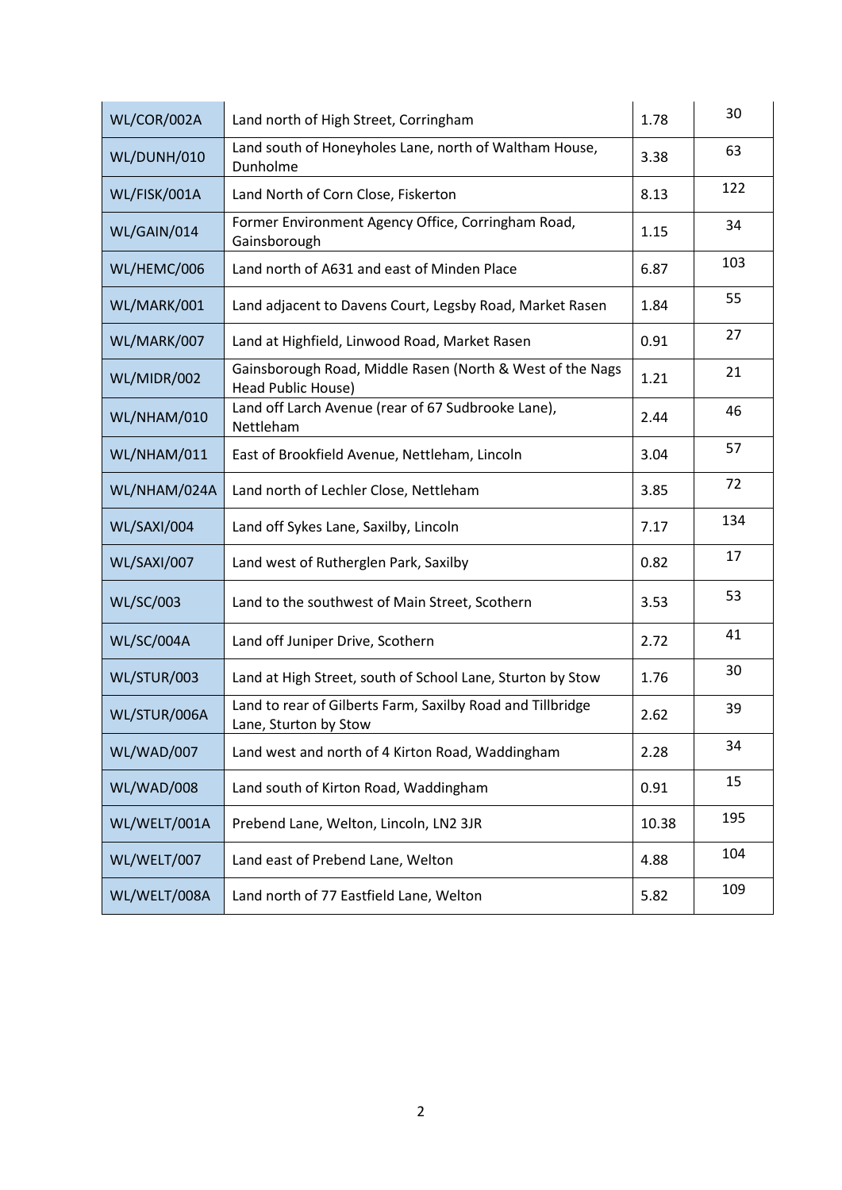| | | | |
|---|---|---|---|
| WL/COR/002A | Land north of High Street, Corringham | 1.78 | 30 |
| WL/DUNH/010 | Land south of Honeyholes Lane, north of Waltham House, Dunholme | 3.38 | 63 |
| WL/FISK/001A | Land North of Corn Close, Fiskerton | 8.13 | 122 |
| WL/GAIN/014 | Former Environment Agency Office, Corringham Road, Gainsborough | 1.15 | 34 |
| WL/HEMC/006 | Land north of A631 and east of Minden Place | 6.87 | 103 |
| WL/MARK/001 | Land adjacent to Davens Court, Legsby Road, Market Rasen | 1.84 | 55 |
| WL/MARK/007 | Land at Highfield, Linwood Road, Market Rasen | 0.91 | 27 |
| WL/MIDR/002 | Gainsborough Road, Middle Rasen (North & West of the Nags Head Public House) | 1.21 | 21 |
| WL/NHAM/010 | Land off Larch Avenue (rear of 67 Sudbrooke Lane), Nettleham | 2.44 | 46 |
| WL/NHAM/011 | East of Brookfield Avenue, Nettleham, Lincoln | 3.04 | 57 |
| WL/NHAM/024A | Land north of Lechler Close, Nettleham | 3.85 | 72 |
| WL/SAXI/004 | Land off Sykes Lane, Saxilby, Lincoln | 7.17 | 134 |
| WL/SAXI/007 | Land west of Rutherglen Park, Saxilby | 0.82 | 17 |
| WL/SC/003 | Land to the southwest of Main Street, Scothern | 3.53 | 53 |
| WL/SC/004A | Land off Juniper Drive, Scothern | 2.72 | 41 |
| WL/STUR/003 | Land at High Street, south of School Lane, Sturton by Stow | 1.76 | 30 |
| WL/STUR/006A | Land to rear of Gilberts Farm, Saxilby Road and Tillbridge Lane, Sturton by Stow | 2.62 | 39 |
| WL/WAD/007 | Land west and north of 4 Kirton Road, Waddingham | 2.28 | 34 |
| WL/WAD/008 | Land south of Kirton Road, Waddingham | 0.91 | 15 |
| WL/WELT/001A | Prebend Lane, Welton, Lincoln, LN2 3JR | 10.38 | 195 |
| WL/WELT/007 | Land east of Prebend Lane, Welton | 4.88 | 104 |
| WL/WELT/008A | Land north of 77 Eastfield Lane, Welton | 5.82 | 109 |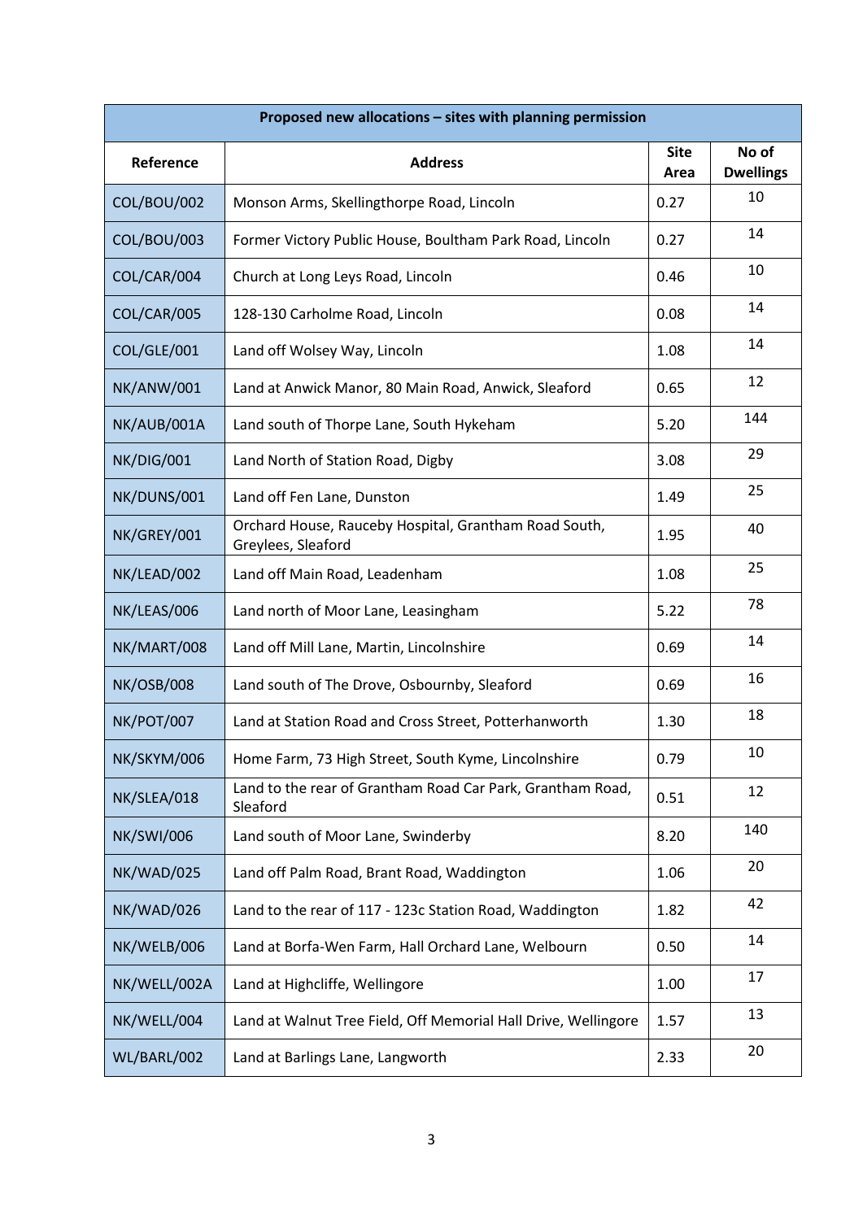| Proposed new allocations – sites with planning permission | | | |
|---|---|---|---|
| **Reference** | **Address** | **Site Area** | **No of Dwellings** |
| COL/BOU/002 | Monson Arms, Skellingthorpe Road, Lincoln | 0.27 | 10 |
| COL/BOU/003 | Former Victory Public House, Boultham Park Road, Lincoln | 0.27 | 14 |
| COL/CAR/004 | Church at Long Leys Road, Lincoln | 0.46 | 10 |
| COL/CAR/005 | 128-130 Carholme Road, Lincoln | 0.08 | 14 |
| COL/GLE/001 | Land off Wolsey Way, Lincoln | 1.08 | 14 |
| NK/ANW/001 | Land at Anwick Manor, 80 Main Road, Anwick, Sleaford | 0.65 | 12 |
| NK/AUB/001A | Land south of Thorpe Lane, South Hykeham | 5.20 | 144 |
| NK/DIG/001 | Land North of Station Road, Digby | 3.08 | 29 |
| NK/DUNS/001 | Land off Fen Lane, Dunston | 1.49 | 25 |
| NK/GREY/001 | Orchard House, Rauceby Hospital, Grantham Road South, Greylees, Sleaford | 1.95 | 40 |
| NK/LEAD/002 | Land off Main Road, Leadenham | 1.08 | 25 |
| NK/LEAS/006 | Land north of Moor Lane, Leasingham | 5.22 | 78 |
| NK/MART/008 | Land off Mill Lane, Martin, Lincolnshire | 0.69 | 14 |
| NK/OSB/008 | Land south of The Drove, Osbournby, Sleaford | 0.69 | 16 |
| NK/POT/007 | Land at Station Road and Cross Street, Potterhanworth | 1.30 | 18 |
| NK/SKYM/006 | Home Farm, 73 High Street, South Kyme, Lincolnshire | 0.79 | 10 |
| NK/SLEA/018 | Land to the rear of Grantham Road Car Park, Grantham Road, Sleaford | 0.51 | 12 |
| NK/SWI/006 | Land south of Moor Lane, Swinderby | 8.20 | 140 |
| NK/WAD/025 | Land off Palm Road, Brant Road, Waddington | 1.06 | 20 |
| NK/WAD/026 | Land to the rear of 117 - 123c Station Road, Waddington | 1.82 | 42 |
| NK/WELB/006 | Land at Borfa-Wen Farm, Hall Orchard Lane, Welbourn | 0.50 | 14 |
| NK/WELL/002A | Land at Highcliffe, Wellingore | 1.00 | 17 |
| NK/WELL/004 | Land at Walnut Tree Field, Off Memorial Hall Drive, Wellingore | 1.57 | 13 |
| WL/BARL/002 | Land at Barlings Lane, Langworth | 2.33 | 20 |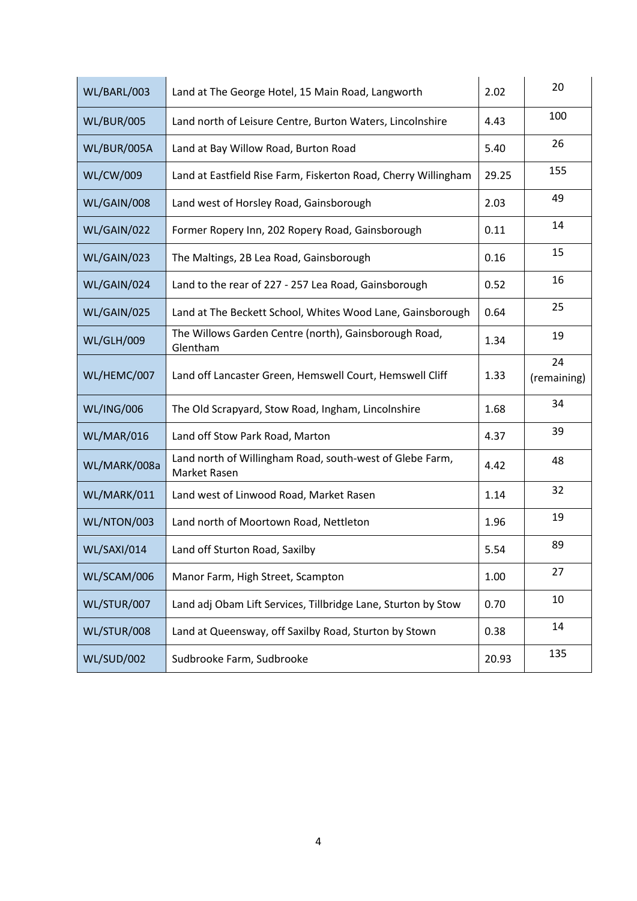| | | | |
|---|---|---|---|
| WL/BARL/003 | Land at The George Hotel, 15 Main Road, Langworth | 2.02 | 20 |
| WL/BUR/005 | Land north of Leisure Centre, Burton Waters, Lincolnshire | 4.43 | 100 |
| WL/BUR/005A | Land at Bay Willow Road, Burton Road | 5.40 | 26 |
| WL/CW/009 | Land at Eastfield Rise Farm, Fiskerton Road, Cherry Willingham | 29.25 | 155 |
| WL/GAIN/008 | Land west of Horsley Road, Gainsborough | 2.03 | 49 |
| WL/GAIN/022 | Former Ropery Inn, 202 Ropery Road, Gainsborough | 0.11 | 14 |
| WL/GAIN/023 | The Maltings, 2B Lea Road, Gainsborough | 0.16 | 15 |
| WL/GAIN/024 | Land to the rear of 227 - 257 Lea Road, Gainsborough | 0.52 | 16 |
| WL/GAIN/025 | Land at The Beckett School, Whites Wood Lane, Gainsborough | 0.64 | 25 |
| WL/GLH/009 | The Willows Garden Centre (north), Gainsborough Road, Glentham | 1.34 | 19 |
| WL/HEMC/007 | Land off Lancaster Green, Hemswell Court, Hemswell Cliff | 1.33 | 24 (remaining) |
| WL/ING/006 | The Old Scrapyard, Stow Road, Ingham, Lincolnshire | 1.68 | 34 |
| WL/MAR/016 | Land off Stow Park Road, Marton | 4.37 | 39 |
| WL/MARK/008a | Land north of Willingham Road, south-west of Glebe Farm, Market Rasen | 4.42 | 48 |
| WL/MARK/011 | Land west of Linwood Road, Market Rasen | 1.14 | 32 |
| WL/NTON/003 | Land north of Moortown Road, Nettleton | 1.96 | 19 |
| WL/SAXI/014 | Land off Sturton Road, Saxilby | 5.54 | 89 |
| WL/SCAM/006 | Manor Farm, High Street, Scampton | 1.00 | 27 |
| WL/STUR/007 | Land adj Obam Lift Services, Tillbridge Lane, Sturton by Stow | 0.70 | 10 |
| WL/STUR/008 | Land at Queensway, off Saxilby Road, Sturton by Stown | 0.38 | 14 |
| WL/SUD/002 | Sudbrooke Farm, Sudbrooke | 20.93 | 135 |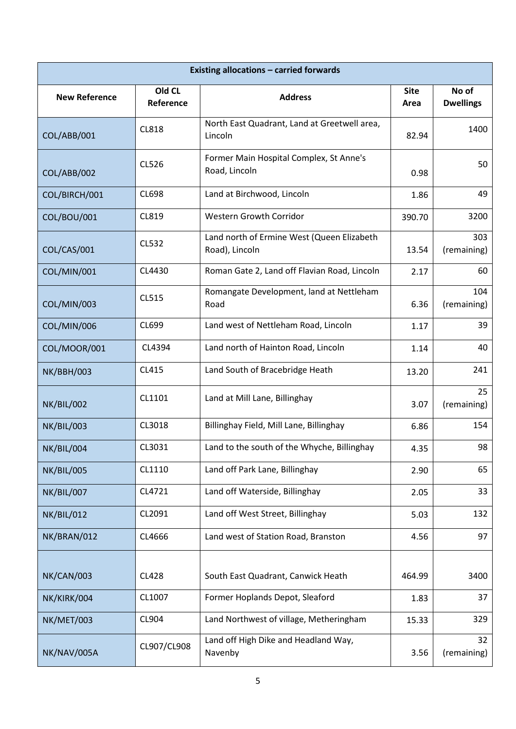| Existing allocations – carried forwards | | | | |
|---|---|---|---|---|
| **New Reference** | **Old CL Reference** | **Address** | **Site Area** | **No of Dwellings** |
| COL/ABB/001 | CL818 | North East Quadrant, Land at Greetwell area, Lincoln | 82.94 | 1400 |
| COL/ABB/002 | CL526 | Former Main Hospital Complex, St Anne's Road, Lincoln | 0.98 | 50 |
| COL/BIRCH/001 | CL698 | Land at Birchwood, Lincoln | 1.86 | 49 |
| COL/BOU/001 | CL819 | Western Growth Corridor | 390.70 | 3200 |
| COL/CAS/001 | CL532 | Land north of Ermine West (Queen Elizabeth Road), Lincoln | 13.54 | 303 (remaining) |
| COL/MIN/001 | CL4430 | Roman Gate 2, Land off Flavian Road, Lincoln | 2.17 | 60 |
| COL/MIN/003 | CL515 | Romangate Development, land at Nettleham Road | 6.36 | 104 (remaining) |
| COL/MIN/006 | CL699 | Land west of Nettleham Road, Lincoln | 1.17 | 39 |
| COL/MOOR/001 | CL4394 | Land north of Hainton Road, Lincoln | 1.14 | 40 |
| NK/BBH/003 | CL415 | Land South of Bracebridge Heath | 13.20 | 241 |
| NK/BIL/002 | CL1101 | Land at Mill Lane, Billinghay | 3.07 | 25 (remaining) |
| NK/BIL/003 | CL3018 | Billinghay Field, Mill Lane, Billinghay | 6.86 | 154 |
| NK/BIL/004 | CL3031 | Land to the south of the Whyche, Billinghay | 4.35 | 98 |
| NK/BIL/005 | CL1110 | Land off Park Lane, Billinghay | 2.90 | 65 |
| NK/BIL/007 | CL4721 | Land off Waterside, Billinghay | 2.05 | 33 |
| NK/BIL/012 | CL2091 | Land off West Street, Billinghay | 5.03 | 132 |
| NK/BRAN/012 | CL4666 | Land west of Station Road, Branston | 4.56 | 97 |
| NK/CAN/003 | CL428 | South East Quadrant, Canwick Heath | 464.99 | 3400 |
| NK/KIRK/004 | CL1007 | Former Hoplands Depot, Sleaford | 1.83 | 37 |
| NK/MET/003 | CL904 | Land Northwest of village, Metheringham | 15.33 | 329 |
| NK/NAV/005A | CL907/CL908 | Land off High Dike and Headland Way, Navenby | 3.56 | 32 (remaining) |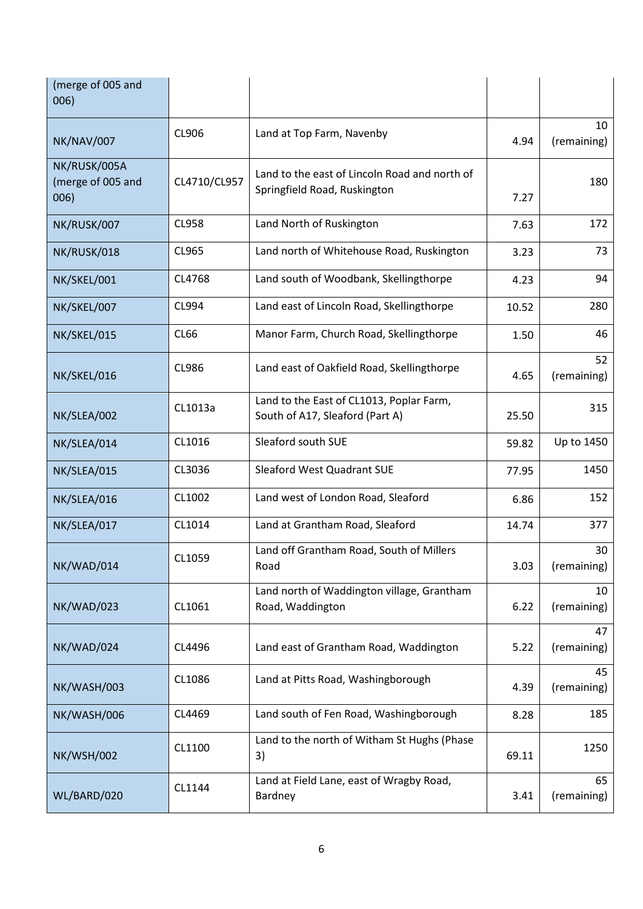| | | | | |
|---|---|---|---|---|
| (merge of 005 and 006) | | | | |
| NK/NAV/007 | CL906 | Land at Top Farm, Navenby | 4.94 | 10 (remaining) |
| NK/RUSK/005A (merge of 005 and 006) | CL4710/CL957 | Land to the east of Lincoln Road and north of Springfield Road, Ruskington | 7.27 | 180 |
| NK/RUSK/007 | CL958 | Land North of Ruskington | 7.63 | 172 |
| NK/RUSK/018 | CL965 | Land north of Whitehouse Road, Ruskington | 3.23 | 73 |
| NK/SKEL/001 | CL4768 | Land south of Woodbank, Skellingthorpe | 4.23 | 94 |
| NK/SKEL/007 | CL994 | Land east of Lincoln Road, Skellingthorpe | 10.52 | 280 |
| NK/SKEL/015 | CL66 | Manor Farm, Church Road, Skellingthorpe | 1.50 | 46 |
| NK/SKEL/016 | CL986 | Land east of Oakfield Road, Skellingthorpe | 4.65 | 52 (remaining) |
| NK/SLEA/002 | CL1013a | Land to the East of CL1013, Poplar Farm, South of A17, Sleaford (Part A) | 25.50 | 315 |
| NK/SLEA/014 | CL1016 | Sleaford south SUE | 59.82 | Up to 1450 |
| NK/SLEA/015 | CL3036 | Sleaford West Quadrant SUE | 77.95 | 1450 |
| NK/SLEA/016 | CL1002 | Land west of London Road, Sleaford | 6.86 | 152 |
| NK/SLEA/017 | CL1014 | Land at Grantham Road, Sleaford | 14.74 | 377 |
| NK/WAD/014 | CL1059 | Land off Grantham Road, South of Millers Road | 3.03 | 30 (remaining) |
| NK/WAD/023 | CL1061 | Land north of Waddington village, Grantham Road, Waddington | 6.22 | 10 (remaining) |
| NK/WAD/024 | CL4496 | Land east of Grantham Road, Waddington | 5.22 | 47 (remaining) |
| NK/WASH/003 | CL1086 | Land at Pitts Road, Washingborough | 4.39 | 45 (remaining) |
| NK/WASH/006 | CL4469 | Land south of Fen Road, Washingborough | 8.28 | 185 |
| NK/WSH/002 | CL1100 | Land to the north of Witham St Hughs (Phase 3) | 69.11 | 1250 |
| WL/BARD/020 | CL1144 | Land at Field Lane, east of Wragby Road, Bardney | 3.41 | 65 (remaining) |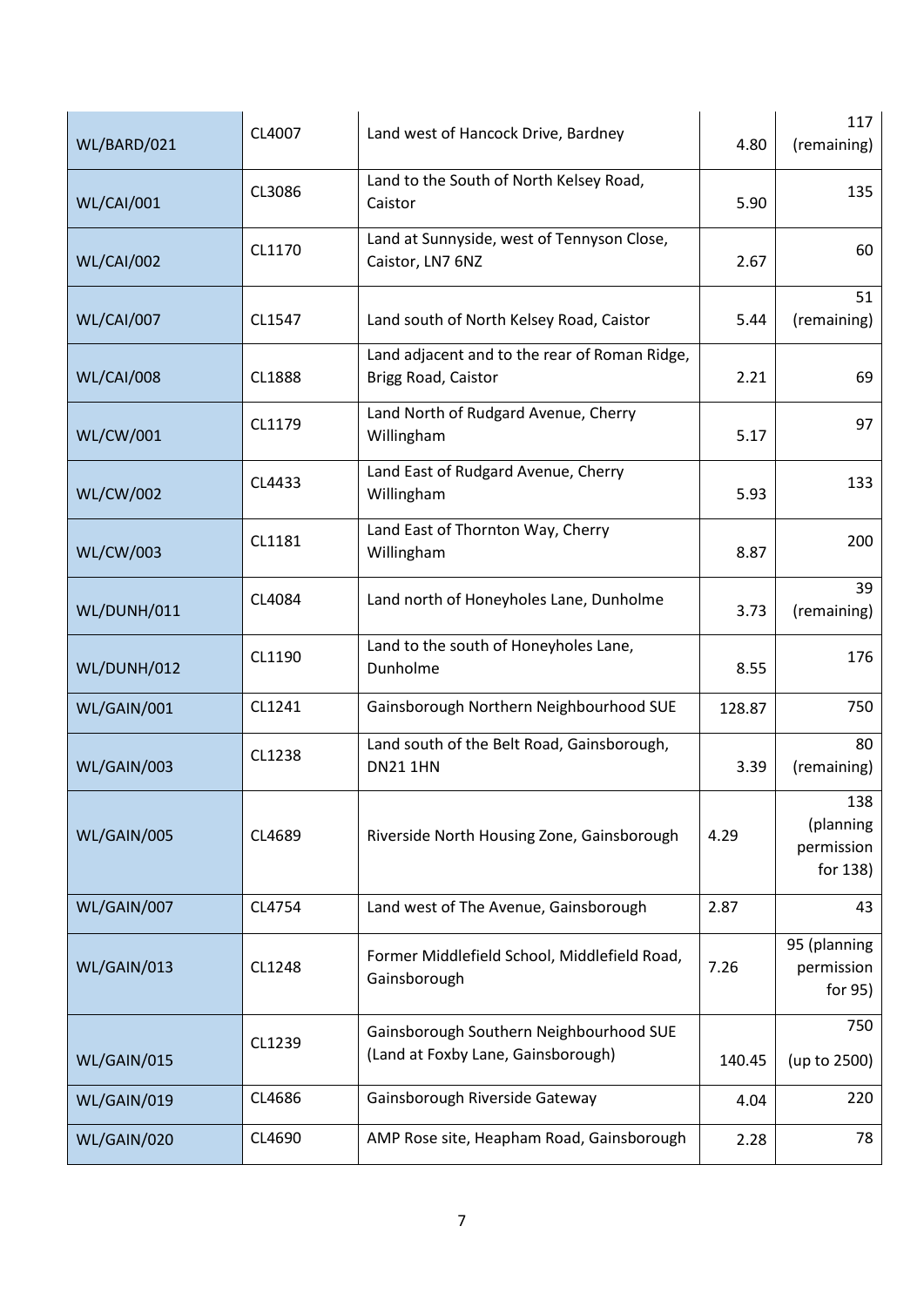| | | | | |
|---|---|---|---|---|
| WL/BARD/021 | CL4007 | Land west of Hancock Drive, Bardney | 4.80 | 117 (remaining) |
| WL/CAI/001 | CL3086 | Land to the South of North Kelsey Road, Caistor | 5.90 | 135 |
| WL/CAI/002 | CL1170 | Land at Sunnyside, west of Tennyson Close, Caistor, LN7 6NZ | 2.67 | 60 |
| WL/CAI/007 | CL1547 | Land south of North Kelsey Road, Caistor | 5.44 | 51 (remaining) |
| WL/CAI/008 | CL1888 | Land adjacent and to the rear of Roman Ridge, Brigg Road, Caistor | 2.21 | 69 |
| WL/CW/001 | CL1179 | Land North of Rudgard Avenue, Cherry Willingham | 5.17 | 97 |
| WL/CW/002 | CL4433 | Land East of Rudgard Avenue, Cherry Willingham | 5.93 | 133 |
| WL/CW/003 | CL1181 | Land East of Thornton Way, Cherry Willingham | 8.87 | 200 |
| WL/DUNH/011 | CL4084 | Land north of Honeyholes Lane, Dunholme | 3.73 | 39 (remaining) |
| WL/DUNH/012 | CL1190 | Land to the south of Honeyholes Lane, Dunholme | 8.55 | 176 |
| WL/GAIN/001 | CL1241 | Gainsborough Northern Neighbourhood SUE | 128.87 | 750 |
| WL/GAIN/003 | CL1238 | Land south of the Belt Road, Gainsborough, DN21 1HN | 3.39 | 80 (remaining) |
| WL/GAIN/005 | CL4689 | Riverside North Housing Zone, Gainsborough | 4.29 | 138 (planning permission for 138) |
| WL/GAIN/007 | CL4754 | Land west of The Avenue, Gainsborough | 2.87 | 43 |
| WL/GAIN/013 | CL1248 | Former Middlefield School, Middlefield Road, Gainsborough | 7.26 | 95 (planning permission for 95) |
| WL/GAIN/015 | CL1239 | Gainsborough Southern Neighbourhood SUE (Land at Foxby Lane, Gainsborough) | 140.45 | 750 (up to 2500) |
| WL/GAIN/019 | CL4686 | Gainsborough Riverside Gateway | 4.04 | 220 |
| WL/GAIN/020 | CL4690 | AMP Rose site, Heapham Road, Gainsborough | 2.28 | 78 |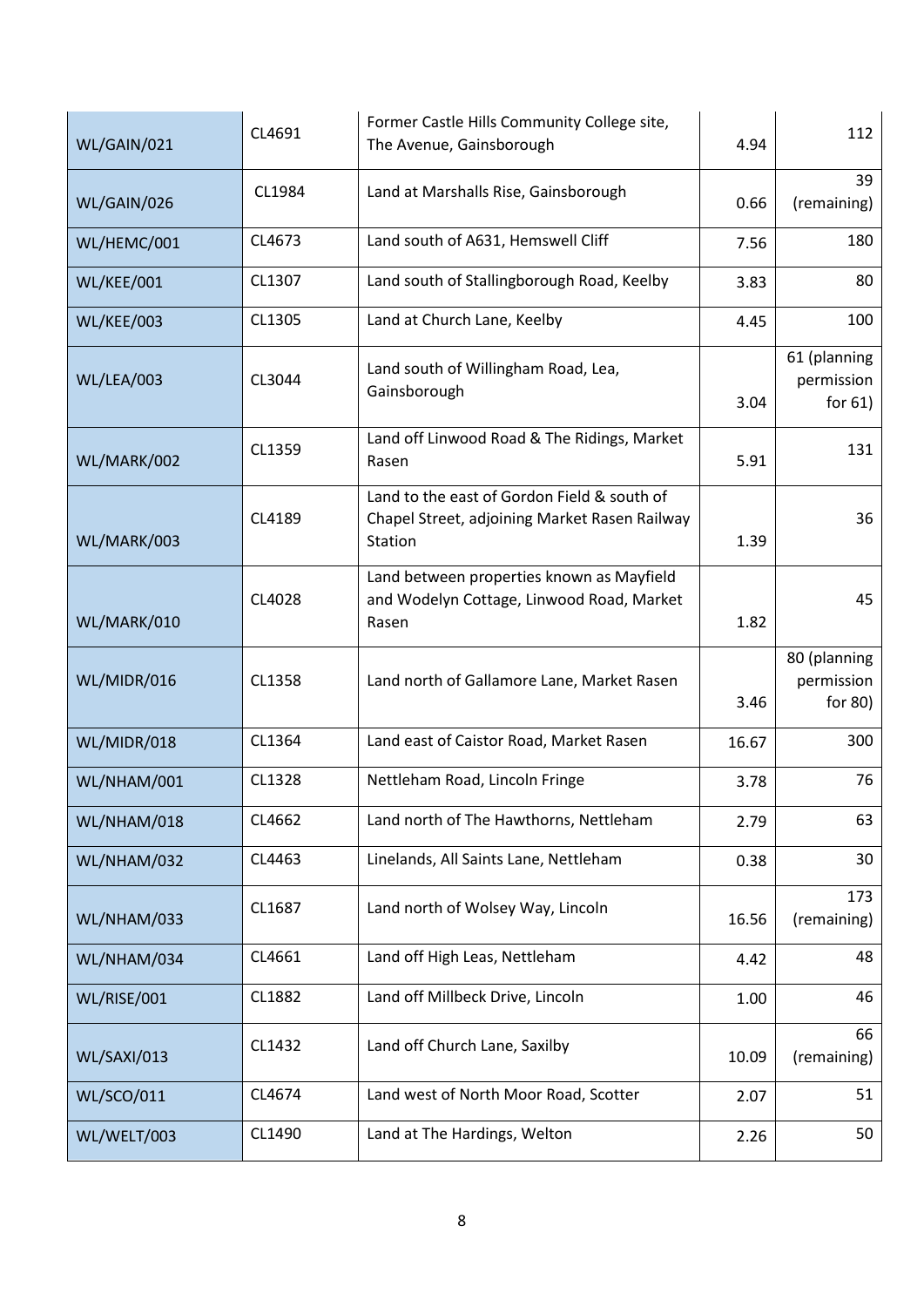| WL/GAIN/021 | CL4691 | Former Castle Hills Community College site, The Avenue, Gainsborough | 4.94 | 112 |
|---|---|---|---|---|
| WL/GAIN/026 | CL1984 | Land at Marshalls Rise, Gainsborough | 0.66 | 39 (remaining) |
| WL/HEMC/001 | CL4673 | Land south of A631, Hemswell Cliff | 7.56 | 180 |
| WL/KEE/001 | CL1307 | Land south of Stallingborough Road, Keelby | 3.83 | 80 |
| WL/KEE/003 | CL1305 | Land at Church Lane, Keelby | 4.45 | 100 |
| WL/LEA/003 | CL3044 | Land south of Willingham Road, Lea, Gainsborough | 3.04 | 61 (planning permission for 61) |
| WL/MARK/002 | CL1359 | Land off Linwood Road & The Ridings, Market Rasen | 5.91 | 131 |
| WL/MARK/003 | CL4189 | Land to the east of Gordon Field & south of Chapel Street, adjoining Market Rasen Railway Station | 1.39 | 36 |
| WL/MARK/010 | CL4028 | Land between properties known as Mayfield and Wodelyn Cottage, Linwood Road, Market Rasen | 1.82 | 45 |
| WL/MIDR/016 | CL1358 | Land north of Gallamore Lane, Market Rasen | 3.46 | 80 (planning permission for 80) |
| WL/MIDR/018 | CL1364 | Land east of Caistor Road, Market Rasen | 16.67 | 300 |
| WL/NHAM/001 | CL1328 | Nettleham Road, Lincoln Fringe | 3.78 | 76 |
| WL/NHAM/018 | CL4662 | Land north of The Hawthorns, Nettleham | 2.79 | 63 |
| WL/NHAM/032 | CL4463 | Linelands, All Saints Lane, Nettleham | 0.38 | 30 |
| WL/NHAM/033 | CL1687 | Land north of Wolsey Way, Lincoln | 16.56 | 173 (remaining) |
| WL/NHAM/034 | CL4661 | Land off High Leas, Nettleham | 4.42 | 48 |
| WL/RISE/001 | CL1882 | Land off Millbeck Drive, Lincoln | 1.00 | 46 |
| WL/SAXI/013 | CL1432 | Land off Church Lane, Saxilby | 10.09 | 66 (remaining) |
| WL/SCO/011 | CL4674 | Land west of North Moor Road, Scotter | 2.07 | 51 |
| WL/WELT/003 | CL1490 | Land at The Hardings, Welton | 2.26 | 50 |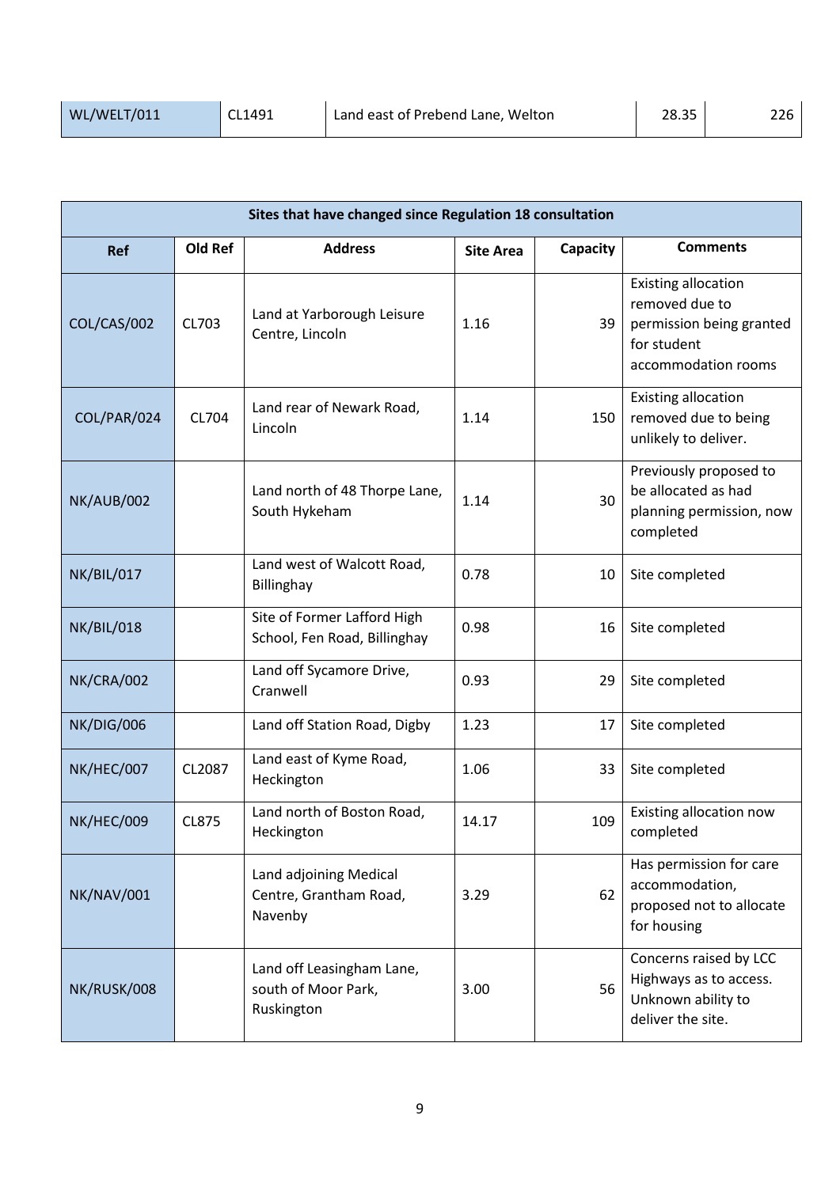| WL/WELT/011 | CL1491 | Land east of Prebend Lane, Welton | 28.35 | 226 |
|---|---|---|---|---|

| Sites that have changed since Regulation 18 consultation | | | | | |
|---|---|---|---|---|---|
| **Ref** | **Old Ref** | **Address** | **Site Area** | **Capacity** | **Comments** |
| COL/CAS/002 | CL703 | Land at Yarborough Leisure Centre, Lincoln | 1.16 | 39 | Existing allocation removed due to permission being granted for student accommodation rooms |
| COL/PAR/024 | CL704 | Land rear of Newark Road, Lincoln | 1.14 | 150 | Existing allocation removed due to being unlikely to deliver. |
| NK/AUB/002 | | Land north of 48 Thorpe Lane, South Hykeham | 1.14 | 30 | Previously proposed to be allocated as had planning permission, now completed |
| NK/BIL/017 | | Land west of Walcott Road, Billinghay | 0.78 | 10 | Site completed |
| NK/BIL/018 | | Site of Former Lafford High School, Fen Road, Billinghay | 0.98 | 16 | Site completed |
| NK/CRA/002 | | Land off Sycamore Drive, Cranwell | 0.93 | 29 | Site completed |
| NK/DIG/006 | | Land off Station Road, Digby | 1.23 | 17 | Site completed |
| NK/HEC/007 | CL2087 | Land east of Kyme Road, Heckington | 1.06 | 33 | Site completed |
| NK/HEC/009 | CL875 | Land north of Boston Road, Heckington | 14.17 | 109 | Existing allocation now completed |
| NK/NAV/001 | | Land adjoining Medical Centre, Grantham Road, Navenby | 3.29 | 62 | Has permission for care accommodation, proposed not to allocate for housing |
| NK/RUSK/008 | | Land off Leasingham Lane, south of Moor Park, Ruskington | 3.00 | 56 | Concerns raised by LCC Highways as to access. Unknown ability to deliver the site. |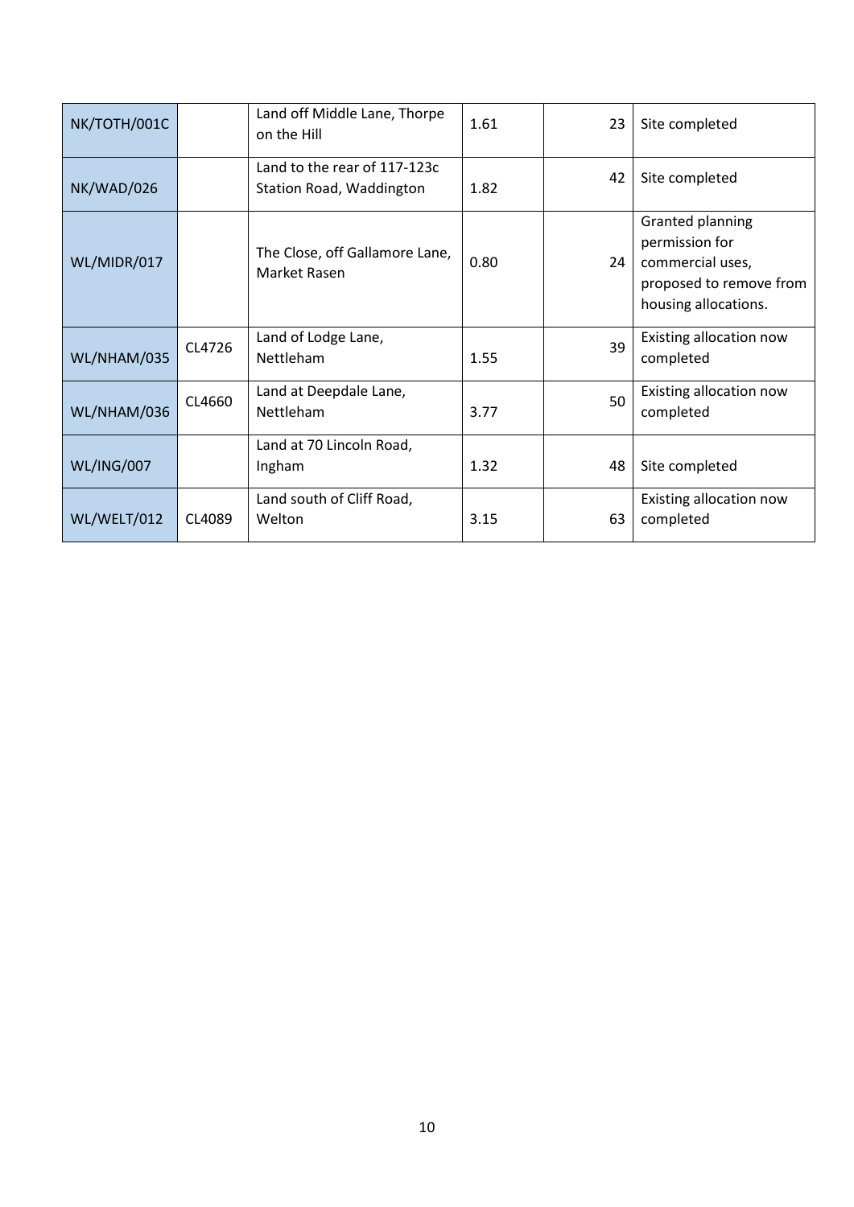| | | | | | |
|---|---|---|---|---|---|
| NK/TOTH/001C | | Land off Middle Lane, Thorpe on the Hill | 1.61 | 23 | Site completed |
| NK/WAD/026 | | Land to the rear of 117-123c Station Road, Waddington | 1.82 | 42 | Site completed |
| WL/MIDR/017 | | The Close, off Gallamore Lane, Market Rasen | 0.80 | 24 | Granted planning permission for commercial uses, proposed to remove from housing allocations. |
| WL/NHAM/035 | CL4726 | Land of Lodge Lane, Nettleham | 1.55 | 39 | Existing allocation now completed |
| WL/NHAM/036 | CL4660 | Land at Deepdale Lane, Nettleham | 3.77 | 50 | Existing allocation now completed |
| WL/ING/007 | | Land at 70 Lincoln Road, Ingham | 1.32 | 48 | Site completed |
| WL/WELT/012 | CL4089 | Land south of Cliff Road, Welton | 3.15 | 63 | Existing allocation now completed |